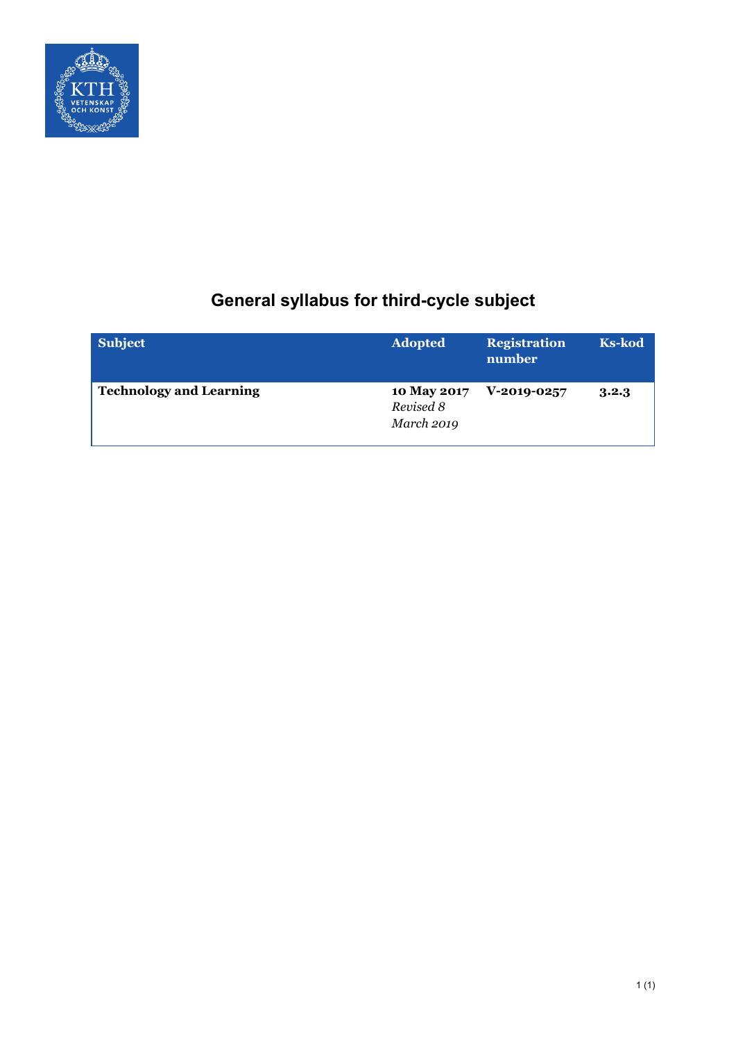# General syllabus for third-cycle subject

| Subject | Adopted | Registration number | Ks-kod |
| --- | --- | --- | --- |
| **Technology and Learning** | **10 May 2017** *Revised 8 March 2019* | **V-2019-0257** | **3.2.3** |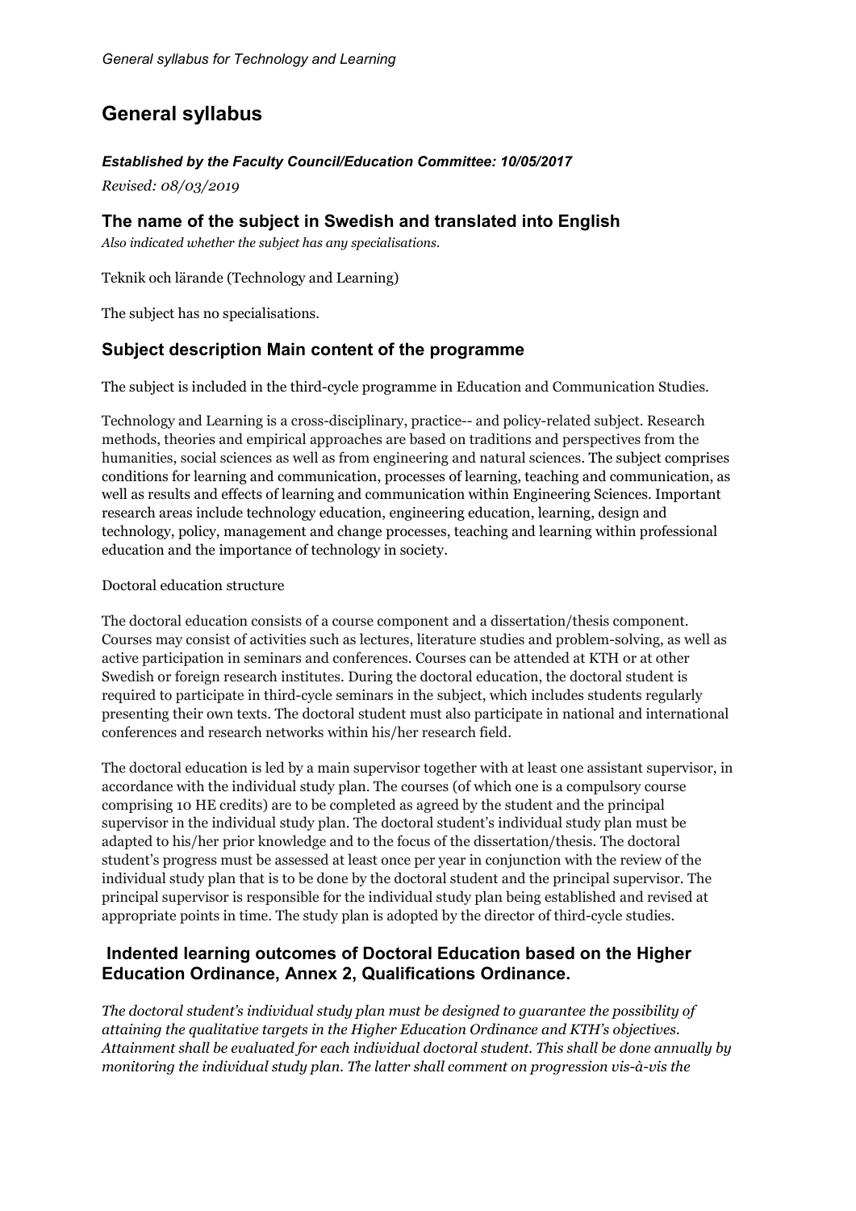# General syllabus

***Established by the Faculty Council/Education Committee: 10/05/2017***

*Revised: 08/03/2019*

## The name of the subject in Swedish and translated into English

*Also indicated whether the subject has any specialisations.*

Teknik och lärande (Technology and Learning)

The subject has no specialisations.

## Subject description Main content of the programme

The subject is included in the third-cycle programme in Education and Communication Studies.

Technology and Learning is a cross-disciplinary, practice-- and policy-related subject. Research methods, theories and empirical approaches are based on traditions and perspectives from the humanities, social sciences as well as from engineering and natural sciences. The subject comprises conditions for learning and communication, processes of learning, teaching and communication, as well as results and effects of learning and communication within Engineering Sciences. Important research areas include technology education, engineering education, learning, design and technology, policy, management and change processes, teaching and learning within professional education and the importance of technology in society.

Doctoral education structure

The doctoral education consists of a course component and a dissertation/thesis component. Courses may consist of activities such as lectures, literature studies and problem-solving, as well as active participation in seminars and conferences. Courses can be attended at KTH or at other Swedish or foreign research institutes. During the doctoral education, the doctoral student is required to participate in third-cycle seminars in the subject, which includes students regularly presenting their own texts. The doctoral student must also participate in national and international conferences and research networks within his/her research field.

The doctoral education is led by a main supervisor together with at least one assistant supervisor, in accordance with the individual study plan. The courses (of which one is a compulsory course comprising 10 HE credits) are to be completed as agreed by the student and the principal supervisor in the individual study plan. The doctoral student's individual study plan must be adapted to his/her prior knowledge and to the focus of the dissertation/thesis. The doctoral student's progress must be assessed at least once per year in conjunction with the review of the individual study plan that is to be done by the doctoral student and the principal supervisor. The principal supervisor is responsible for the individual study plan being established and revised at appropriate points in time. The study plan is adopted by the director of third-cycle studies.

## Indented learning outcomes of Doctoral Education based on the Higher Education Ordinance, Annex 2, Qualifications Ordinance.

*The doctoral student's individual study plan must be designed to guarantee the possibility of attaining the qualitative targets in the Higher Education Ordinance and KTH's objectives. Attainment shall be evaluated for each individual doctoral student. This shall be done annually by monitoring the individual study plan. The latter shall comment on progression vis-à-vis the*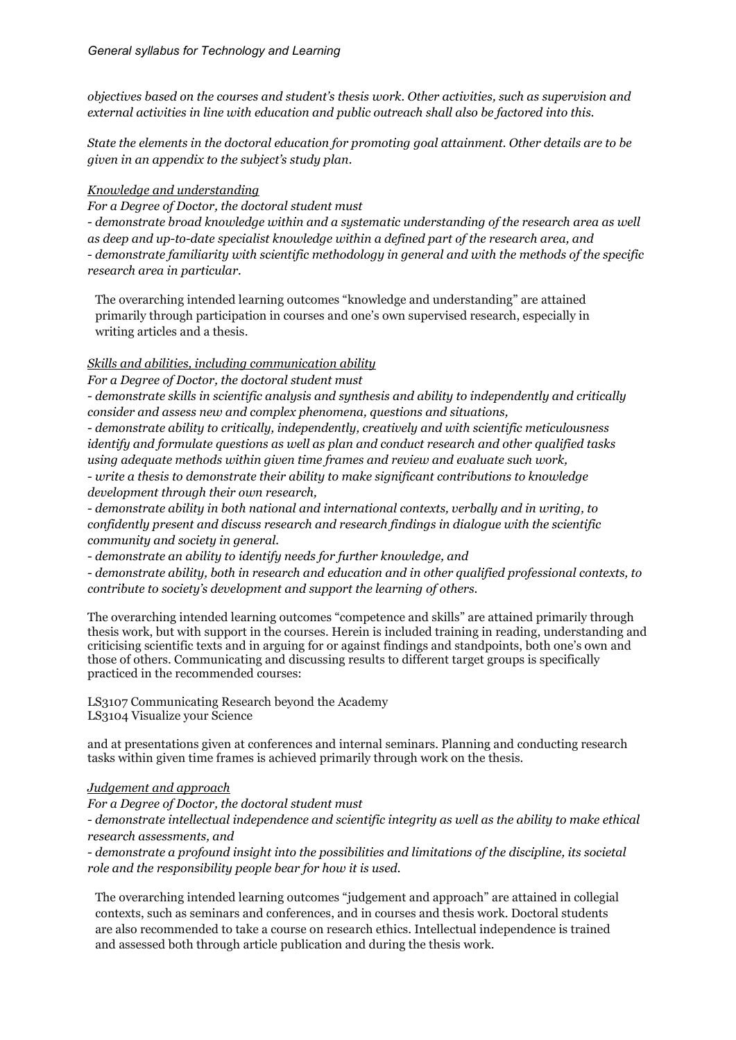*objectives based on the courses and student's thesis work. Other activities, such as supervision and external activities in line with education and public outreach shall also be factored into this.*

*State the elements in the doctoral education for promoting goal attainment. Other details are to be given in an appendix to the subject's study plan.*

*Knowledge and understanding*

*For a Degree of Doctor, the doctoral student must*

*- demonstrate broad knowledge within and a systematic understanding of the research area as well as deep and up-to-date specialist knowledge within a defined part of the research area, and*

*- demonstrate familiarity with scientific methodology in general and with the methods of the specific research area in particular.*

The overarching intended learning outcomes "knowledge and understanding" are attained primarily through participation in courses and one's own supervised research, especially in writing articles and a thesis.

*Skills and abilities, including communication ability*

*For a Degree of Doctor, the doctoral student must*

*- demonstrate skills in scientific analysis and synthesis and ability to independently and critically consider and assess new and complex phenomena, questions and situations,*

*- demonstrate ability to critically, independently, creatively and with scientific meticulousness identify and formulate questions as well as plan and conduct research and other qualified tasks using adequate methods within given time frames and review and evaluate such work,*

*- write a thesis to demonstrate their ability to make significant contributions to knowledge development through their own research,*

*- demonstrate ability in both national and international contexts, verbally and in writing, to confidently present and discuss research and research findings in dialogue with the scientific community and society in general.*

*- demonstrate an ability to identify needs for further knowledge, and*

*- demonstrate ability, both in research and education and in other qualified professional contexts, to contribute to society's development and support the learning of others.*

The overarching intended learning outcomes "competence and skills" are attained primarily through thesis work, but with support in the courses. Herein is included training in reading, understanding and criticising scientific texts and in arguing for or against findings and standpoints, both one's own and those of others. Communicating and discussing results to different target groups is specifically practiced in the recommended courses:

LS3107 Communicating Research beyond the Academy
LS3104 Visualize your Science

and at presentations given at conferences and internal seminars. Planning and conducting research tasks within given time frames is achieved primarily through work on the thesis.

*Judgement and approach*

*For a Degree of Doctor, the doctoral student must*

*- demonstrate intellectual independence and scientific integrity as well as the ability to make ethical research assessments, and*

*- demonstrate a profound insight into the possibilities and limitations of the discipline, its societal role and the responsibility people bear for how it is used.*

The overarching intended learning outcomes "judgement and approach" are attained in collegial contexts, such as seminars and conferences, and in courses and thesis work. Doctoral students are also recommended to take a course on research ethics. Intellectual independence is trained and assessed both through article publication and during the thesis work.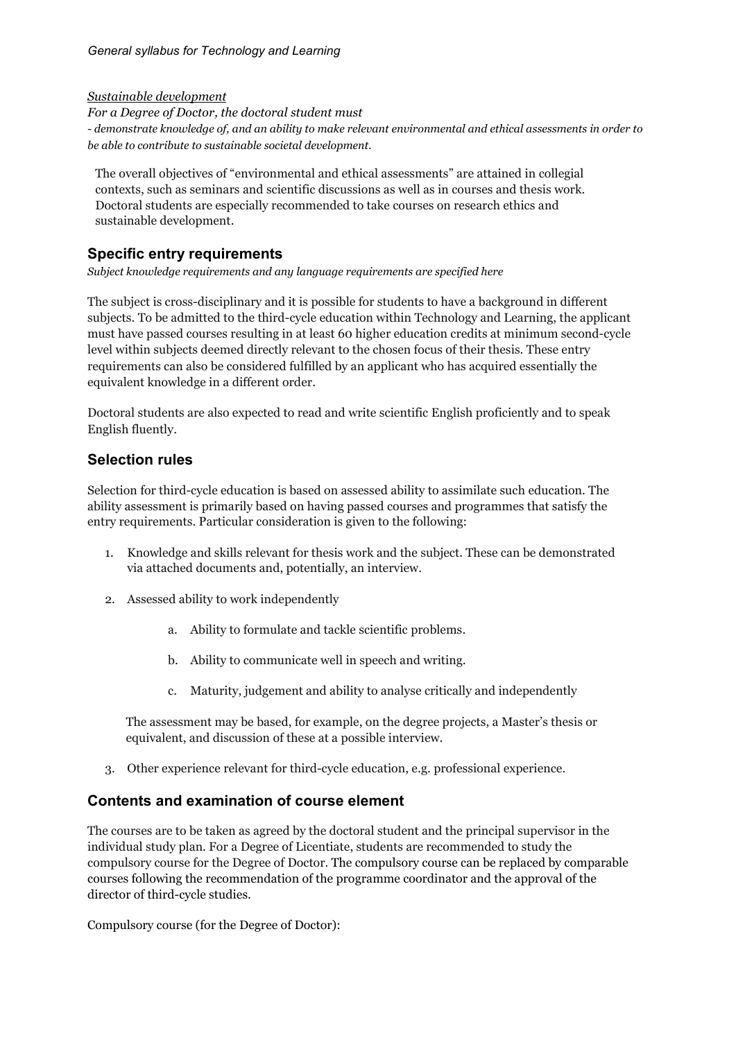*Sustainable development*

*For a Degree of Doctor, the doctoral student must*

*- demonstrate knowledge of, and an ability to make relevant environmental and ethical assessments in order to be able to contribute to sustainable societal development.*

The overall objectives of "environmental and ethical assessments" are attained in collegial contexts, such as seminars and scientific discussions as well as in courses and thesis work. Doctoral students are especially recommended to take courses on research ethics and sustainable development.

## Specific entry requirements

*Subject knowledge requirements and any language requirements are specified here*

The subject is cross-disciplinary and it is possible for students to have a background in different subjects. To be admitted to the third-cycle education within Technology and Learning, the applicant must have passed courses resulting in at least 60 higher education credits at minimum second-cycle level within subjects deemed directly relevant to the chosen focus of their thesis. These entry requirements can also be considered fulfilled by an applicant who has acquired essentially the equivalent knowledge in a different order.

Doctoral students are also expected to read and write scientific English proficiently and to speak English fluently.

## Selection rules

Selection for third-cycle education is based on assessed ability to assimilate such education. The ability assessment is primarily based on having passed courses and programmes that satisfy the entry requirements. Particular consideration is given to the following:

1. Knowledge and skills relevant for thesis work and the subject. These can be demonstrated via attached documents and, potentially, an interview.

2. Assessed ability to work independently

    a. Ability to formulate and tackle scientific problems.

    b. Ability to communicate well in speech and writing.

    c. Maturity, judgement and ability to analyse critically and independently

    The assessment may be based, for example, on the degree projects, a Master's thesis or equivalent, and discussion of these at a possible interview.

3. Other experience relevant for third-cycle education, e.g. professional experience.

## Contents and examination of course element

The courses are to be taken as agreed by the doctoral student and the principal supervisor in the individual study plan. For a Degree of Licentiate, students are recommended to study the compulsory course for the Degree of Doctor. The compulsory course can be replaced by comparable courses following the recommendation of the programme coordinator and the approval of the director of third-cycle studies.

Compulsory course (for the Degree of Doctor):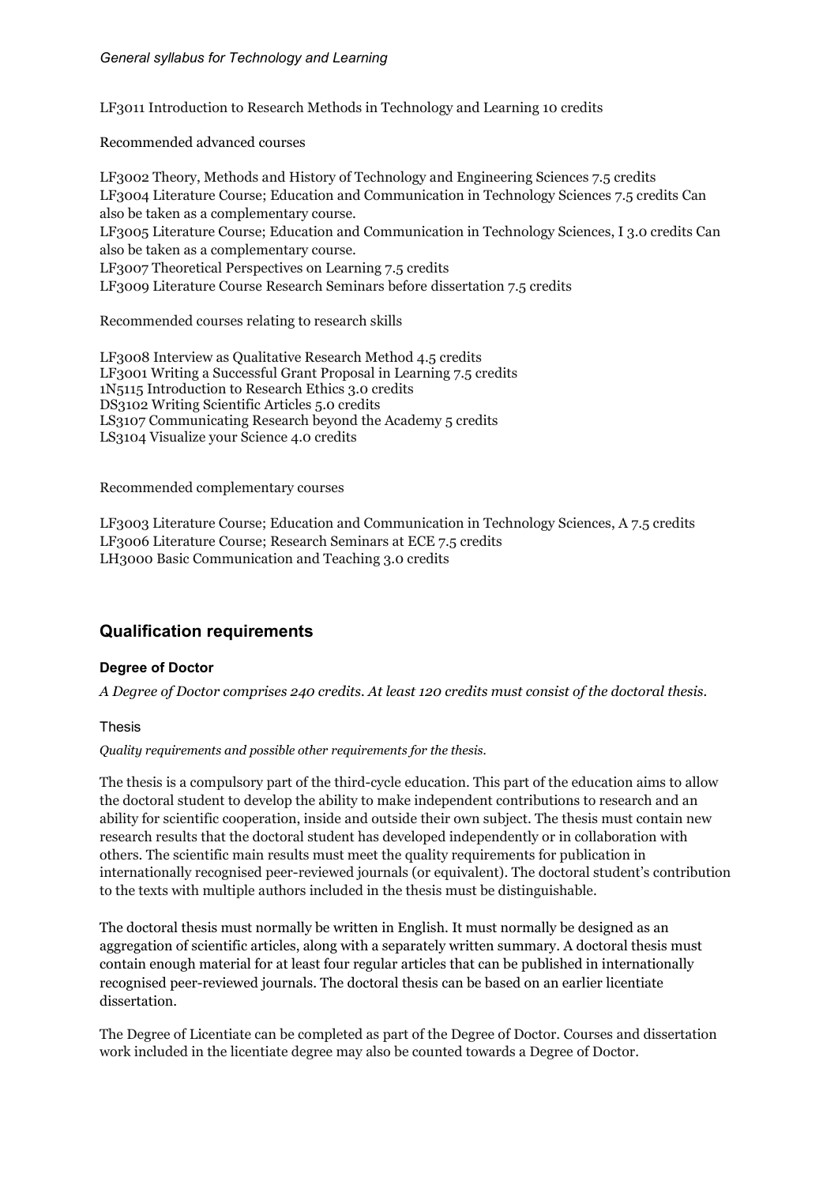LF3011 Introduction to Research Methods in Technology and Learning 10 credits

Recommended advanced courses

LF3002 Theory, Methods and History of Technology and Engineering Sciences 7.5 credits
LF3004 Literature Course; Education and Communication in Technology Sciences 7.5 credits Can also be taken as a complementary course.
LF3005 Literature Course; Education and Communication in Technology Sciences, I 3.0 credits Can also be taken as a complementary course.
LF3007 Theoretical Perspectives on Learning 7.5 credits
LF3009 Literature Course Research Seminars before dissertation 7.5 credits

Recommended courses relating to research skills

LF3008 Interview as Qualitative Research Method 4.5 credits
LF3001 Writing a Successful Grant Proposal in Learning 7.5 credits
1N5115 Introduction to Research Ethics 3.0 credits
DS3102 Writing Scientific Articles 5.0 credits
LS3107 Communicating Research beyond the Academy 5 credits
LS3104 Visualize your Science 4.0 credits

Recommended complementary courses

LF3003 Literature Course; Education and Communication in Technology Sciences, A 7.5 credits
LF3006 Literature Course; Research Seminars at ECE 7.5 credits
LH3000 Basic Communication and Teaching 3.0 credits

## Qualification requirements

### Degree of Doctor

*A Degree of Doctor comprises 240 credits. At least 120 credits must consist of the doctoral thesis.*

#### Thesis

*Quality requirements and possible other requirements for the thesis.*

The thesis is a compulsory part of the third-cycle education. This part of the education aims to allow the doctoral student to develop the ability to make independent contributions to research and an ability for scientific cooperation, inside and outside their own subject. The thesis must contain new research results that the doctoral student has developed independently or in collaboration with others. The scientific main results must meet the quality requirements for publication in internationally recognised peer-reviewed journals (or equivalent). The doctoral student's contribution to the texts with multiple authors included in the thesis must be distinguishable.

The doctoral thesis must normally be written in English. It must normally be designed as an aggregation of scientific articles, along with a separately written summary. A doctoral thesis must contain enough material for at least four regular articles that can be published in internationally recognised peer-reviewed journals. The doctoral thesis can be based on an earlier licentiate dissertation.

The Degree of Licentiate can be completed as part of the Degree of Doctor. Courses and dissertation work included in the licentiate degree may also be counted towards a Degree of Doctor.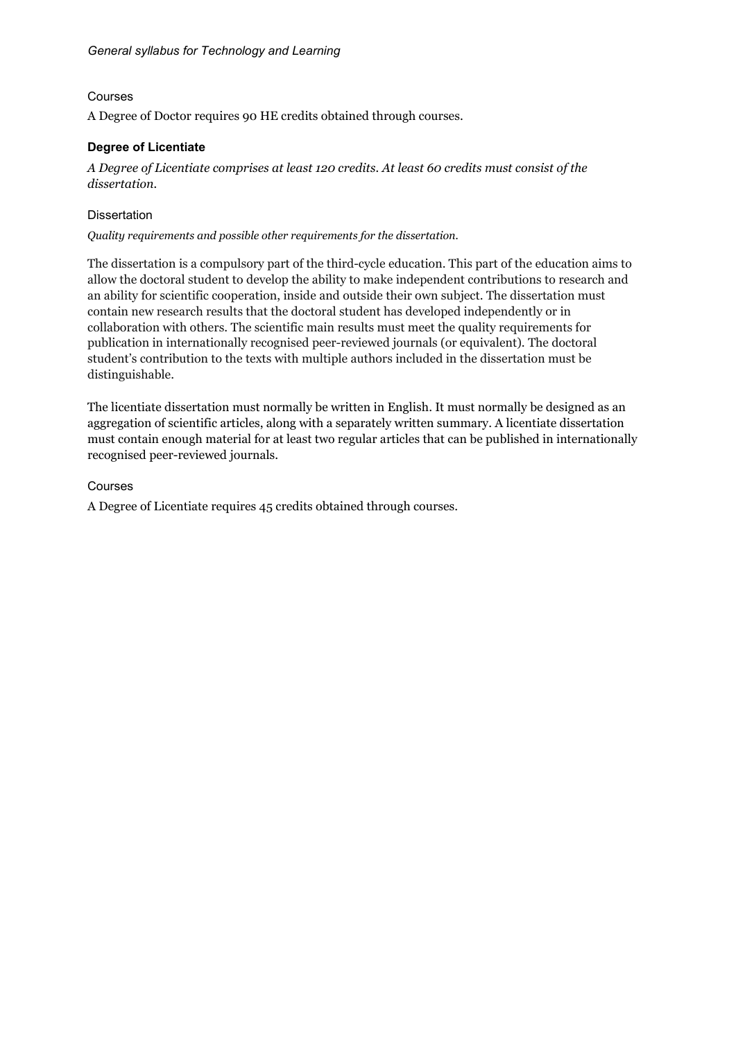### Courses

A Degree of Doctor requires 90 HE credits obtained through courses.

## Degree of Licentiate

*A Degree of Licentiate comprises at least 120 credits. At least 60 credits must consist of the dissertation.*

### Dissertation

*Quality requirements and possible other requirements for the dissertation.*

The dissertation is a compulsory part of the third-cycle education. This part of the education aims to allow the doctoral student to develop the ability to make independent contributions to research and an ability for scientific cooperation, inside and outside their own subject. The dissertation must contain new research results that the doctoral student has developed independently or in collaboration with others. The scientific main results must meet the quality requirements for publication in internationally recognised peer-reviewed journals (or equivalent). The doctoral student's contribution to the texts with multiple authors included in the dissertation must be distinguishable.

The licentiate dissertation must normally be written in English. It must normally be designed as an aggregation of scientific articles, along with a separately written summary. A licentiate dissertation must contain enough material for at least two regular articles that can be published in internationally recognised peer-reviewed journals.

### Courses

A Degree of Licentiate requires 45 credits obtained through courses.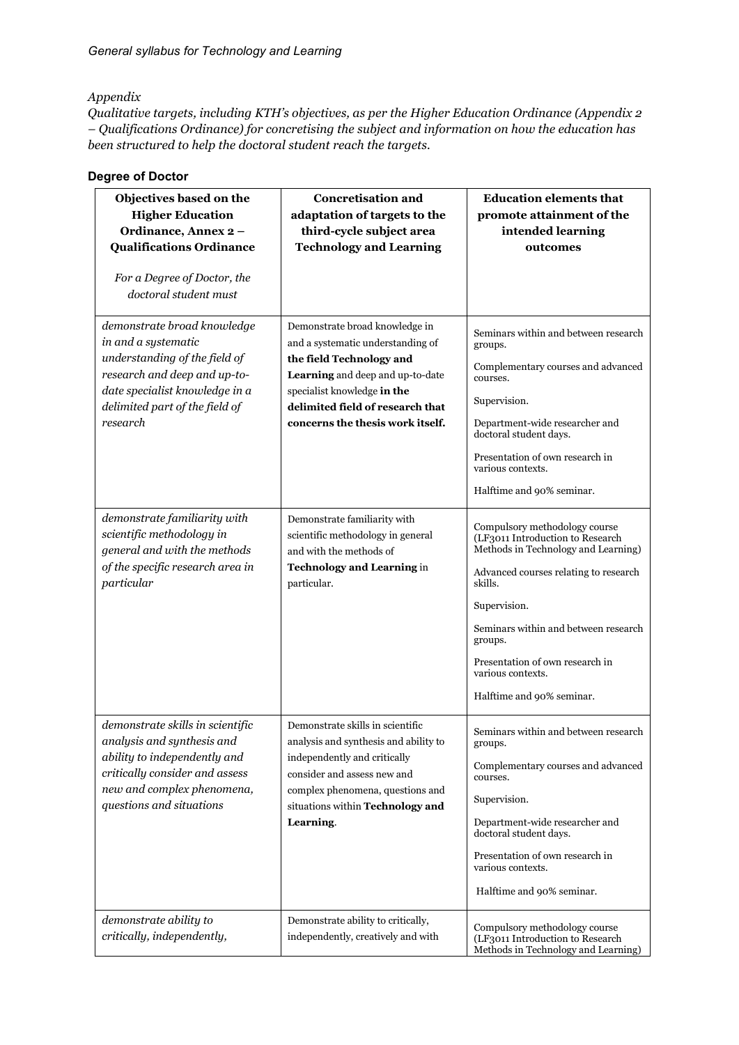*Appendix*

*Qualitative targets, including KTH's objectives, as per the Higher Education Ordinance (Appendix 2 – Qualifications Ordinance) for concretising the subject and information on how the education has been structured to help the doctoral student reach the targets.*

## Degree of Doctor

| **Objectives based on the Higher Education Ordinance, Annex 2 – Qualifications Ordinance**<br><br>*For a Degree of Doctor, the doctoral student must* | **Concretisation and adaptation of targets to the third-cycle subject area Technology and Learning** | **Education elements that promote attainment of the intended learning outcomes** |
|---|---|---|
| *demonstrate broad knowledge in and a systematic understanding of the field of research and deep and up-to-date specialist knowledge in a delimited part of the field of research* | Demonstrate broad knowledge in and a systematic understanding of **the field Technology and Learning** and deep and up-to-date specialist knowledge **in the delimited field of research that concerns the thesis work itself.** | Seminars within and between research groups.<br><br>Complementary courses and advanced courses.<br><br>Supervision.<br><br>Department-wide researcher and doctoral student days.<br><br>Presentation of own research in various contexts.<br><br>Halftime and 90% seminar. |
| *demonstrate familiarity with scientific methodology in general and with the methods of the specific research area in particular* | Demonstrate familiarity with scientific methodology in general and with the methods of **Technology and Learning** in particular. | Compulsory methodology course (LF3011 Introduction to Research Methods in Technology and Learning)<br><br>Advanced courses relating to research skills.<br><br>Supervision.<br><br>Seminars within and between research groups.<br><br>Presentation of own research in various contexts.<br><br>Halftime and 90% seminar. |
| *demonstrate skills in scientific analysis and synthesis and ability to independently and critically consider and assess new and complex phenomena, questions and situations* | Demonstrate skills in scientific analysis and synthesis and ability to independently and critically consider and assess new and complex phenomena, questions and situations within **Technology and Learning**. | Seminars within and between research groups.<br><br>Complementary courses and advanced courses.<br><br>Supervision.<br><br>Department-wide researcher and doctoral student days.<br><br>Presentation of own research in various contexts.<br><br>Halftime and 90% seminar. |
| *demonstrate ability to critically, independently,* | Demonstrate ability to critically, independently, creatively and with | Compulsory methodology course (LF3011 Introduction to Research Methods in Technology and Learning) |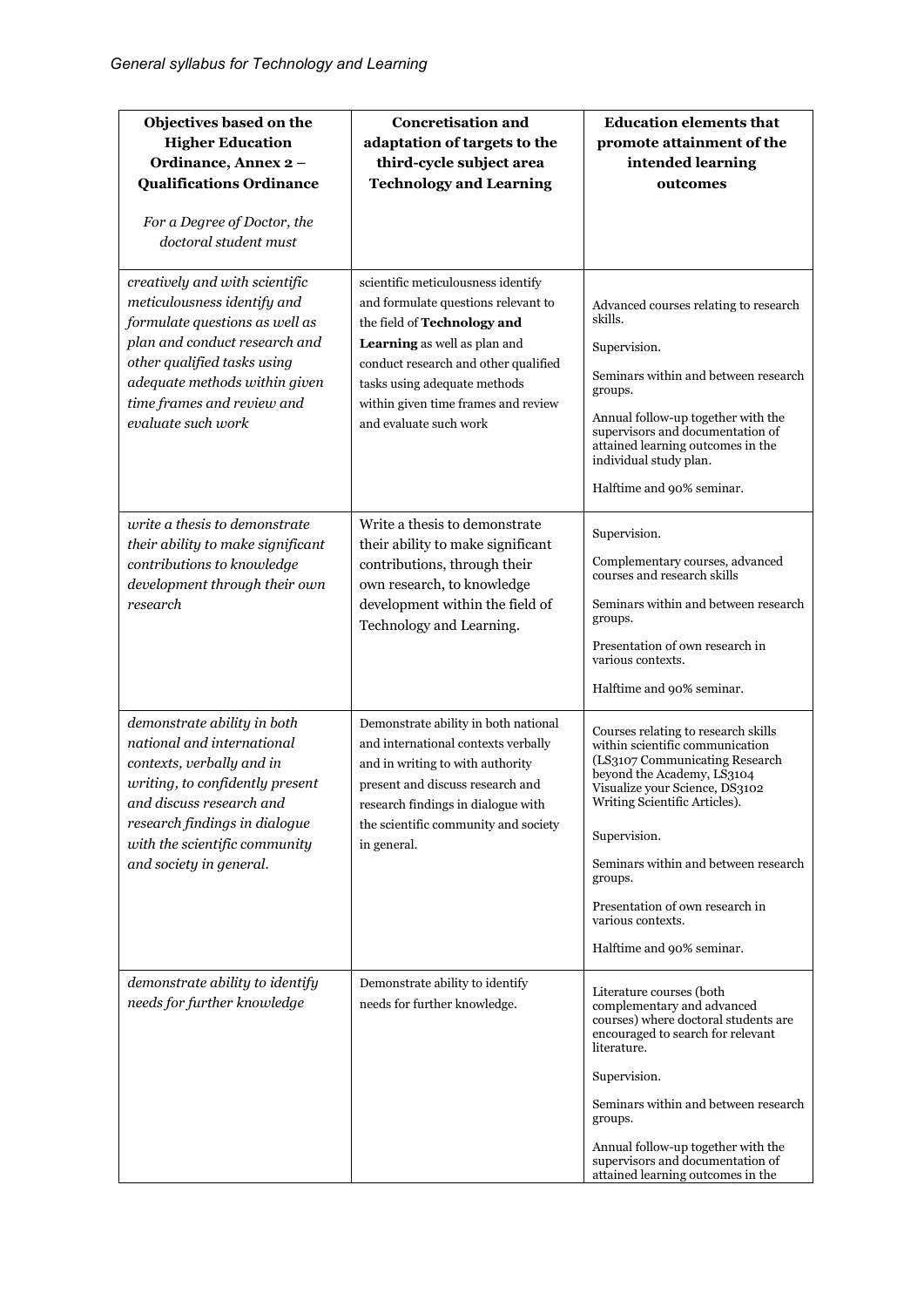| **Objectives based on the Higher Education Ordinance, Annex 2 – Qualifications Ordinance**<br><br>*For a Degree of Doctor, the doctoral student must* | **Concretisation and adaptation of targets to the third-cycle subject area Technology and Learning** | **Education elements that promote attainment of the intended learning outcomes** |
|---|---|---|
| *creatively and with scientific meticulousness identify and formulate questions as well as plan and conduct research and other qualified tasks using adequate methods within given time frames and review and evaluate such work* | scientific meticulousness identify and formulate questions relevant to the field of **Technology and Learning** as well as plan and conduct research and other qualified tasks using adequate methods within given time frames and review and evaluate such work | Advanced courses relating to research skills.<br><br>Supervision.<br><br>Seminars within and between research groups.<br><br>Annual follow-up together with the supervisors and documentation of attained learning outcomes in the individual study plan.<br><br>Halftime and 90% seminar. |
| *write a thesis to demonstrate their ability to make significant contributions to knowledge development through their own research* | Write a thesis to demonstrate their ability to make significant contributions, through their own research, to knowledge development within the field of Technology and Learning. | Supervision.<br><br>Complementary courses, advanced courses and research skills<br><br>Seminars within and between research groups.<br><br>Presentation of own research in various contexts.<br><br>Halftime and 90% seminar. |
| *demonstrate ability in both national and international contexts, verbally and in writing, to confidently present and discuss research and research findings in dialogue with the scientific community and society in general.* | Demonstrate ability in both national and international contexts verbally and in writing to with authority present and discuss research and research findings in dialogue with the scientific community and society in general. | Courses relating to research skills within scientific communication (LS3107 Communicating Research beyond the Academy, LS3104 Visualize your Science, DS3102 Writing Scientific Articles).<br><br>Supervision.<br><br>Seminars within and between research groups.<br><br>Presentation of own research in various contexts.<br><br>Halftime and 90% seminar. |
| *demonstrate ability to identify needs for further knowledge* | Demonstrate ability to identify needs for further knowledge. | Literature courses (both complementary and advanced courses) where doctoral students are encouraged to search for relevant literature.<br><br>Supervision.<br><br>Seminars within and between research groups.<br><br>Annual follow-up together with the supervisors and documentation of attained learning outcomes in the |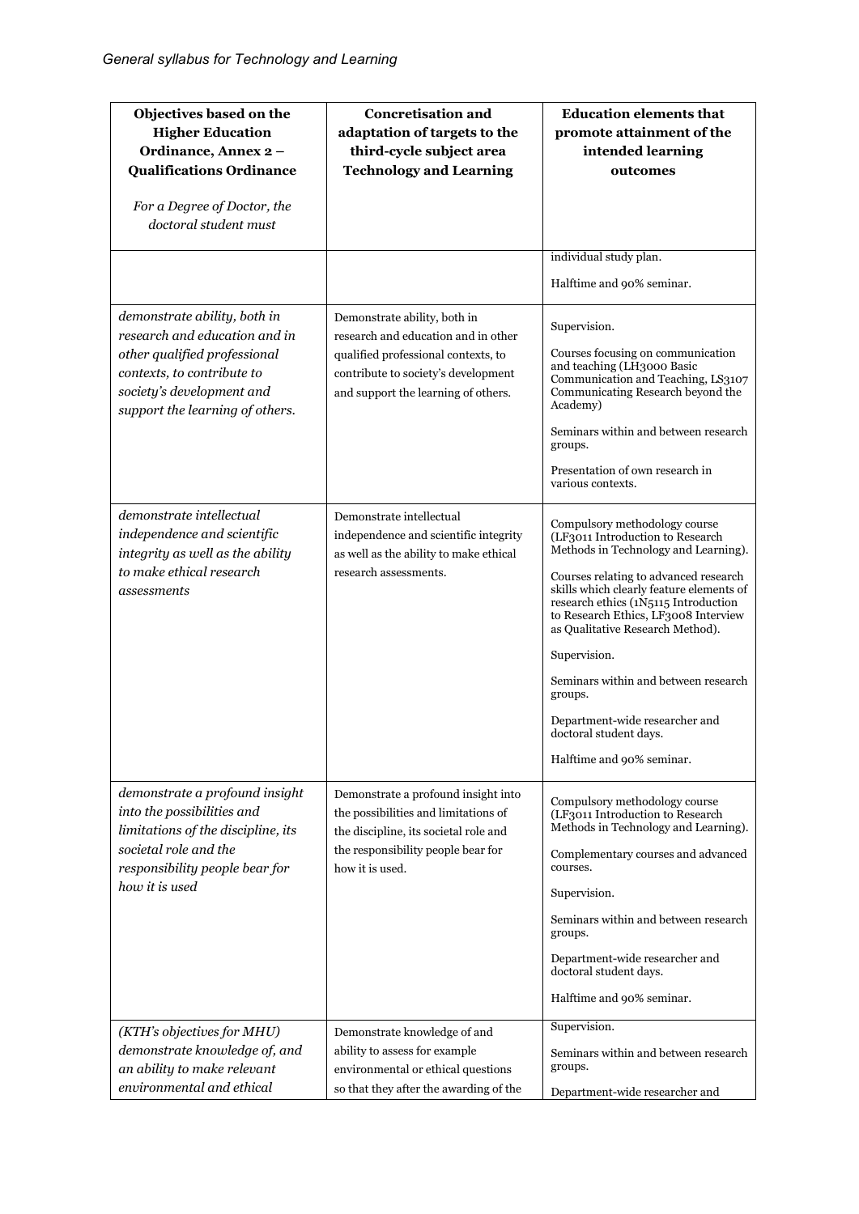| Objectives based on the Higher Education Ordinance, Annex 2 – Qualifications Ordinance<br><br>*For a Degree of Doctor, the doctoral student must* | Concretisation and adaptation of targets to the third-cycle subject area Technology and Learning | Education elements that promote attainment of the intended learning outcomes |
|---|---|---|
| | | individual study plan.<br><br>Halftime and 90% seminar. |
| *demonstrate ability, both in research and education and in other qualified professional contexts, to contribute to society's development and support the learning of others.* | Demonstrate ability, both in research and education and in other qualified professional contexts, to contribute to society's development and support the learning of others. | Supervision.<br><br>Courses focusing on communication and teaching (LH3000 Basic Communication and Teaching, LS3107 Communicating Research beyond the Academy)<br><br>Seminars within and between research groups.<br><br>Presentation of own research in various contexts. |
| *demonstrate intellectual independence and scientific integrity as well as the ability to make ethical research assessments* | Demonstrate intellectual independence and scientific integrity as well as the ability to make ethical research assessments. | Compulsory methodology course (LF3011 Introduction to Research Methods in Technology and Learning).<br><br>Courses relating to advanced research skills which clearly feature elements of research ethics (1N5115 Introduction to Research Ethics, LF3008 Interview as Qualitative Research Method).<br><br>Supervision.<br><br>Seminars within and between research groups.<br><br>Department-wide researcher and doctoral student days.<br><br>Halftime and 90% seminar. |
| *demonstrate a profound insight into the possibilities and limitations of the discipline, its societal role and the responsibility people bear for how it is used* | Demonstrate a profound insight into the possibilities and limitations of the discipline, its societal role and the responsibility people bear for how it is used. | Compulsory methodology course (LF3011 Introduction to Research Methods in Technology and Learning).<br><br>Complementary courses and advanced courses.<br><br>Supervision.<br><br>Seminars within and between research groups.<br><br>Department-wide researcher and doctoral student days.<br><br>Halftime and 90% seminar. |
| *(KTH's objectives for MHU) demonstrate knowledge of, and an ability to make relevant environmental and ethical* | Demonstrate knowledge of and ability to assess for example environmental or ethical questions so that they after the awarding of the | Supervision.<br><br>Seminars within and between research groups.<br><br>Department-wide researcher and |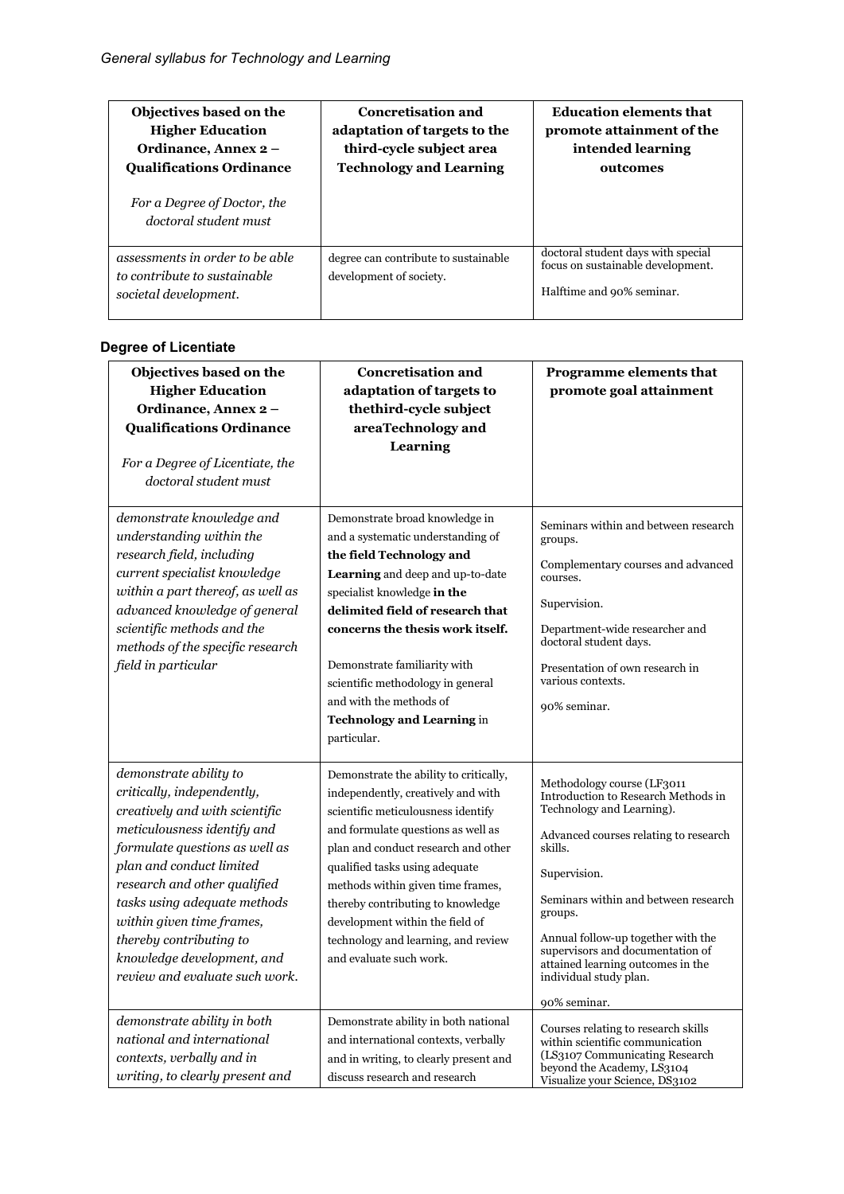| Objectives based on the Higher Education Ordinance, Annex 2 – Qualifications Ordinance<br><br>*For a Degree of Doctor, the doctoral student must* | Concretisation and adaptation of targets to the third-cycle subject area Technology and Learning | Education elements that promote attainment of the intended learning outcomes |
|---|---|---|
| *assessments in order to be able to contribute to sustainable societal development.* | degree can contribute to sustainable development of society. | doctoral student days with special focus on sustainable development.<br><br>Halftime and 90% seminar. |

### Degree of Licentiate

| Objectives based on the Higher Education Ordinance, Annex 2 – Qualifications Ordinance<br><br>*For a Degree of Licentiate, the doctoral student must* | Concretisation and adaptation of targets to thethird-cycle subject areaTechnology and Learning | Programme elements that promote goal attainment |
|---|---|---|
| *demonstrate knowledge and understanding within the research field, including current specialist knowledge within a part thereof, as well as advanced knowledge of general scientific methods and the methods of the specific research field in particular* | Demonstrate broad knowledge in and a systematic understanding of **the field Technology and Learning** and deep and up-to-date specialist knowledge **in the delimited field of research that concerns the thesis work itself.**<br><br>Demonstrate familiarity with scientific methodology in general and with the methods of **Technology and Learning** in particular. | Seminars within and between research groups.<br><br>Complementary courses and advanced courses.<br><br>Supervision.<br><br>Department-wide researcher and doctoral student days.<br><br>Presentation of own research in various contexts.<br><br>90% seminar. |
| *demonstrate ability to critically, independently, creatively and with scientific meticulousness identify and formulate questions as well as plan and conduct limited research and other qualified tasks using adequate methods within given time frames, thereby contributing to knowledge development, and review and evaluate such work.* | Demonstrate the ability to critically, independently, creatively and with scientific meticulousness identify and formulate questions as well as plan and conduct research and other qualified tasks using adequate methods within given time frames, thereby contributing to knowledge development within the field of technology and learning, and review and evaluate such work. | Methodology course (LF3011 Introduction to Research Methods in Technology and Learning).<br><br>Advanced courses relating to research skills.<br><br>Supervision.<br><br>Seminars within and between research groups.<br><br>Annual follow-up together with the supervisors and documentation of attained learning outcomes in the individual study plan.<br><br>90% seminar. |
| *demonstrate ability in both national and international contexts, verbally and in writing, to clearly present and* | Demonstrate ability in both national and international contexts, verbally and in writing, to clearly present and discuss research and research | Courses relating to research skills within scientific communication (LS3107 Communicating Research beyond the Academy, LS3104 Visualize your Science, DS3102 |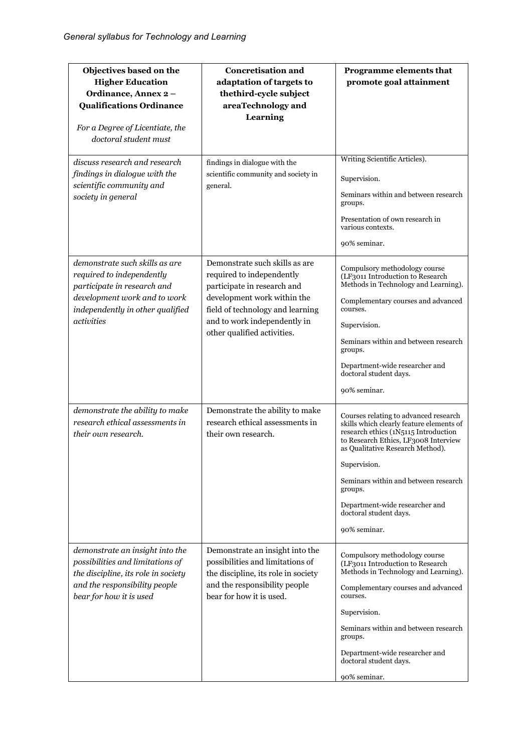| Objectives based on the Higher Education Ordinance, Annex 2 – Qualifications Ordinance<br><br>*For a Degree of Licentiate, the doctoral student must* | Concretisation and adaptation of targets to thethird-cycle subject areaTechnology and Learning | Programme elements that promote goal attainment |
|---|---|---|
| *discuss research and research findings in dialogue with the scientific community and society in general* | findings in dialogue with the scientific community and society in general. | Writing Scientific Articles).<br><br>Supervision.<br><br>Seminars within and between research groups.<br><br>Presentation of own research in various contexts.<br><br>90% seminar. |
| *demonstrate such skills as are required to independently participate in research and development work and to work independently in other qualified activities* | Demonstrate such skills as are required to independently participate in research and development work within the field of technology and learning and to work independently in other qualified activities. | Compulsory methodology course (LF3011 Introduction to Research Methods in Technology and Learning).<br><br>Complementary courses and advanced courses.<br><br>Supervision.<br><br>Seminars within and between research groups.<br><br>Department-wide researcher and doctoral student days.<br><br>90% seminar. |
| *demonstrate the ability to make research ethical assessments in their own research.* | Demonstrate the ability to make research ethical assessments in their own research. | Courses relating to advanced research skills which clearly feature elements of research ethics (1N5115 Introduction to Research Ethics, LF3008 Interview as Qualitative Research Method).<br><br>Supervision.<br><br>Seminars within and between research groups.<br><br>Department-wide researcher and doctoral student days.<br><br>90% seminar. |
| *demonstrate an insight into the possibilities and limitations of the discipline, its role in society and the responsibility people bear for how it is used* | Demonstrate an insight into the possibilities and limitations of the discipline, its role in society and the responsibility people bear for how it is used. | Compulsory methodology course (LF3011 Introduction to Research Methods in Technology and Learning).<br><br>Complementary courses and advanced courses.<br><br>Supervision.<br><br>Seminars within and between research groups.<br><br>Department-wide researcher and doctoral student days.<br><br>90% seminar. |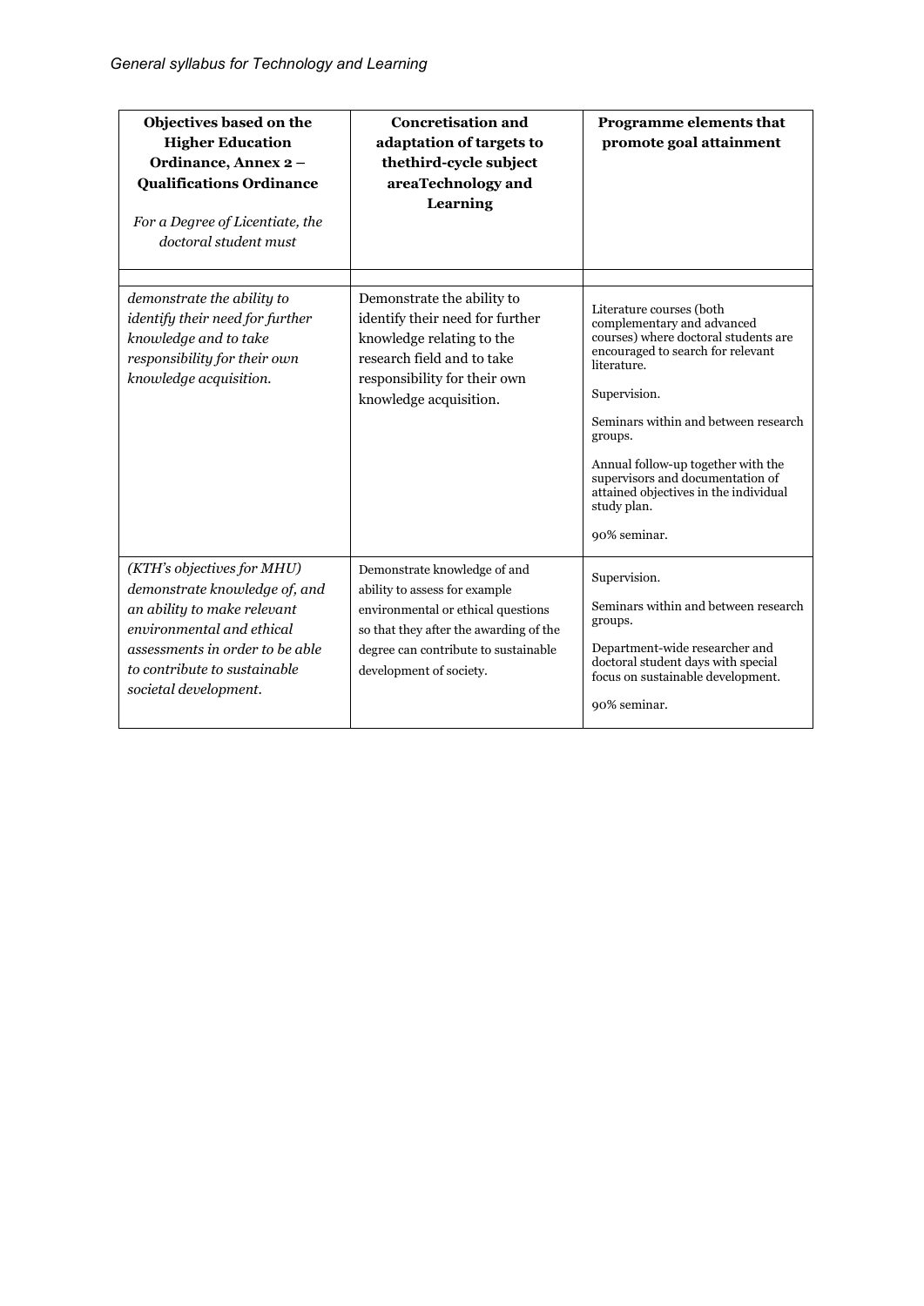| Objectives based on the Higher Education Ordinance, Annex 2 – Qualifications Ordinance<br><br>*For a Degree of Licentiate, the doctoral student must* | Concretisation and adaptation of targets to thethird-cycle subject areaTechnology and Learning | Programme elements that promote goal attainment |
|---|---|---|
| | | |
| *demonstrate the ability to identify their need for further knowledge and to take responsibility for their own knowledge acquisition.* | Demonstrate the ability to identify their need for further knowledge relating to the research field and to take responsibility for their own knowledge acquisition. | Literature courses (both complementary and advanced courses) where doctoral students are encouraged to search for relevant literature.<br><br>Supervision.<br><br>Seminars within and between research groups.<br><br>Annual follow-up together with the supervisors and documentation of attained objectives in the individual study plan.<br><br>90% seminar. |
| *(KTH's objectives for MHU) demonstrate knowledge of, and an ability to make relevant environmental and ethical assessments in order to be able to contribute to sustainable societal development.* | Demonstrate knowledge of and ability to assess for example environmental or ethical questions so that they after the awarding of the degree can contribute to sustainable development of society. | Supervision.<br><br>Seminars within and between research groups.<br><br>Department-wide researcher and doctoral student days with special focus on sustainable development.<br><br>90% seminar. |